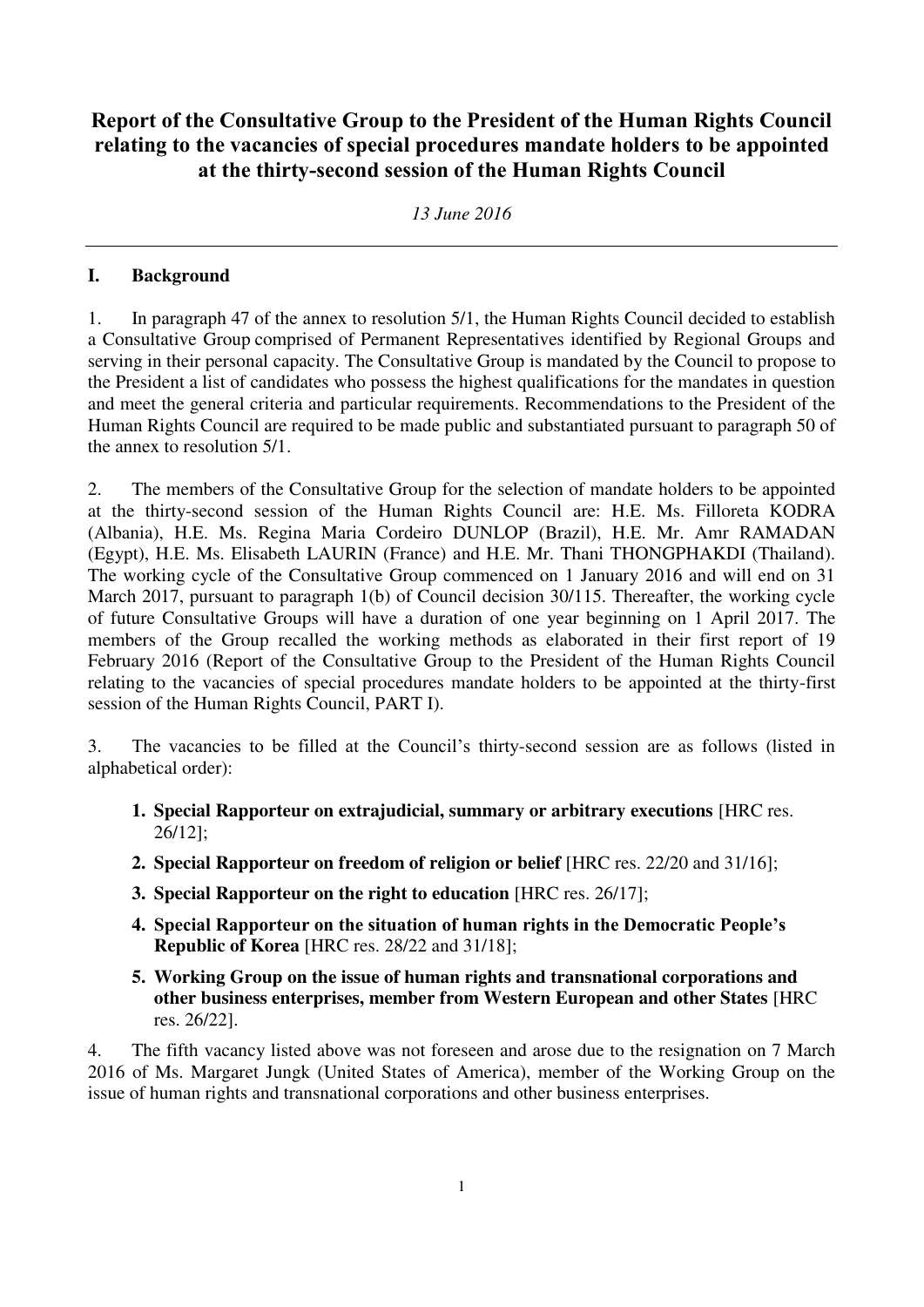# Report of the Consultative Group to the President of the Human Rights Council relating to the vacancies of special procedures mandate holders to be appointed at the thirty-second session of the Human Rights Council

*13 June 2016*

---

## I. Background

1. In paragraph 47 of the annex to resolution 5/1, the Human Rights Council decided to establish a Consultative Group comprised of Permanent Representatives identified by Regional Groups and serving in their personal capacity. The Consultative Group is mandated by the Council to propose to the President a list of candidates who possess the highest qualifications for the mandates in question and meet the general criteria and particular requirements. Recommendations to the President of the Human Rights Council are required to be made public and substantiated pursuant to paragraph 50 of the annex to resolution 5/1.

2. The members of the Consultative Group for the selection of mandate holders to be appointed at the thirty-second session of the Human Rights Council are: H.E. Ms. Filloreta KODRA (Albania), H.E. Ms. Regina Maria Cordeiro DUNLOP (Brazil), H.E. Mr. Amr RAMADAN (Egypt), H.E. Ms. Elisabeth LAURIN (France) and H.E. Mr. Thani THONGPHAKDI (Thailand). The working cycle of the Consultative Group commenced on 1 January 2016 and will end on 31 March 2017, pursuant to paragraph 1(b) of Council decision 30/115. Thereafter, the working cycle of future Consultative Groups will have a duration of one year beginning on 1 April 2017. The members of the Group recalled the working methods as elaborated in their first report of 19 February 2016 (Report of the Consultative Group to the President of the Human Rights Council relating to the vacancies of special procedures mandate holders to be appointed at the thirty-first session of the Human Rights Council, PART I).

3. The vacancies to be filled at the Council's thirty-second session are as follows (listed in alphabetical order):

1. **Special Rapporteur on extrajudicial, summary or arbitrary executions** [HRC res. 26/12];
2. **Special Rapporteur on freedom of religion or belief** [HRC res. 22/20 and 31/16];
3. **Special Rapporteur on the right to education** [HRC res. 26/17];
4. **Special Rapporteur on the situation of human rights in the Democratic People's Republic of Korea** [HRC res. 28/22 and 31/18];
5. **Working Group on the issue of human rights and transnational corporations and other business enterprises, member from Western European and other States** [HRC res. 26/22].

4. The fifth vacancy listed above was not foreseen and arose due to the resignation on 7 March 2016 of Ms. Margaret Jungk (United States of America), member of the Working Group on the issue of human rights and transnational corporations and other business enterprises.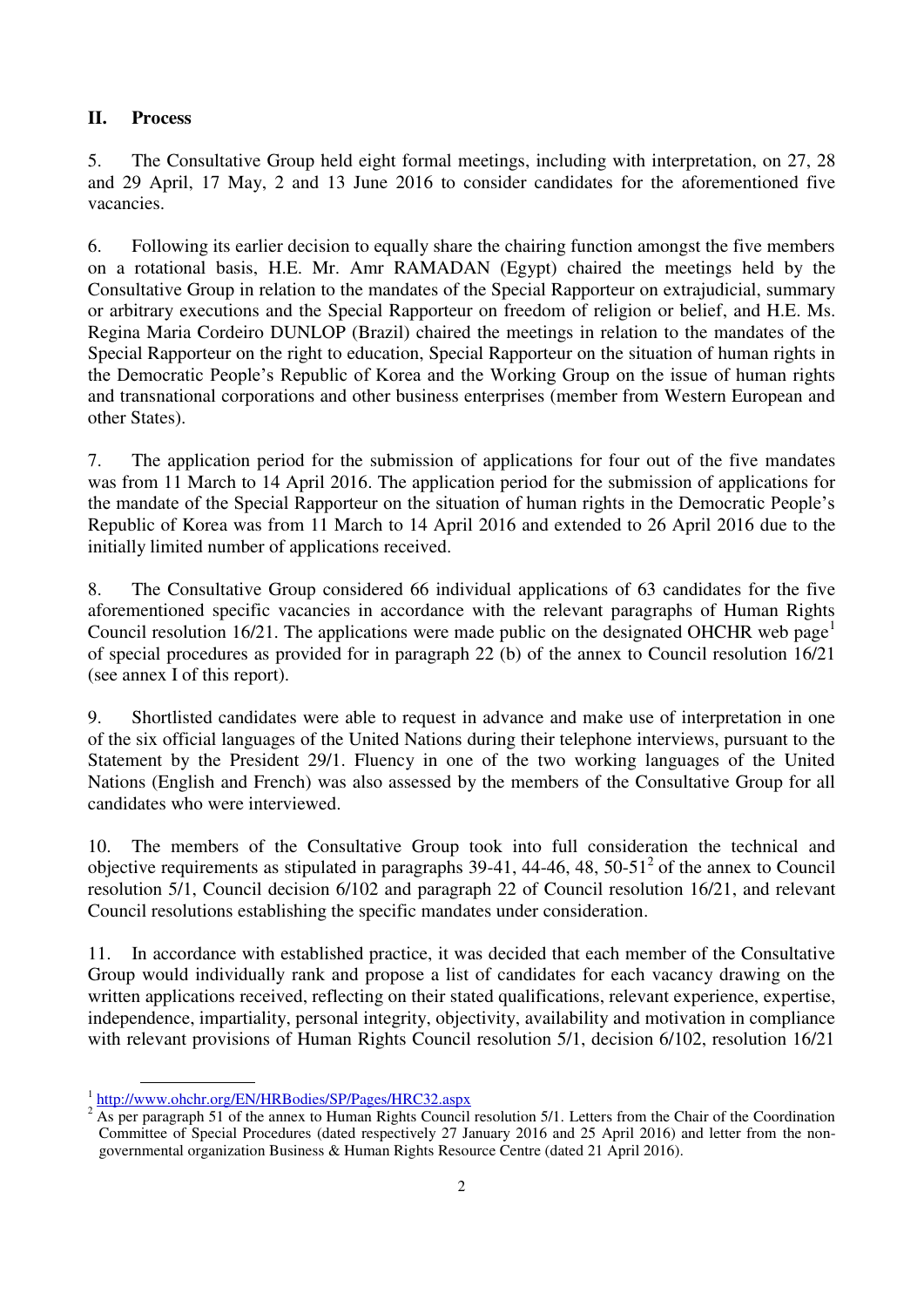## II. Process

5. The Consultative Group held eight formal meetings, including with interpretation, on 27, 28 and 29 April, 17 May, 2 and 13 June 2016 to consider candidates for the aforementioned five vacancies.

6. Following its earlier decision to equally share the chairing function amongst the five members on a rotational basis, H.E. Mr. Amr RAMADAN (Egypt) chaired the meetings held by the Consultative Group in relation to the mandates of the Special Rapporteur on extrajudicial, summary or arbitrary executions and the Special Rapporteur on freedom of religion or belief, and H.E. Ms. Regina Maria Cordeiro DUNLOP (Brazil) chaired the meetings in relation to the mandates of the Special Rapporteur on the right to education, Special Rapporteur on the situation of human rights in the Democratic People's Republic of Korea and the Working Group on the issue of human rights and transnational corporations and other business enterprises (member from Western European and other States).

7. The application period for the submission of applications for four out of the five mandates was from 11 March to 14 April 2016. The application period for the submission of applications for the mandate of the Special Rapporteur on the situation of human rights in the Democratic People's Republic of Korea was from 11 March to 14 April 2016 and extended to 26 April 2016 due to the initially limited number of applications received.

8. The Consultative Group considered 66 individual applications of 63 candidates for the five aforementioned specific vacancies in accordance with the relevant paragraphs of Human Rights Council resolution 16/21. The applications were made public on the designated OHCHR web page[1] of special procedures as provided for in paragraph 22 (b) of the annex to Council resolution 16/21 (see annex I of this report).

9. Shortlisted candidates were able to request in advance and make use of interpretation in one of the six official languages of the United Nations during their telephone interviews, pursuant to the Statement by the President 29/1. Fluency in one of the two working languages of the United Nations (English and French) was also assessed by the members of the Consultative Group for all candidates who were interviewed.

10. The members of the Consultative Group took into full consideration the technical and objective requirements as stipulated in paragraphs 39-41, 44-46, 48, 50-51[2] of the annex to Council resolution 5/1, Council decision 6/102 and paragraph 22 of Council resolution 16/21, and relevant Council resolutions establishing the specific mandates under consideration.

11. In accordance with established practice, it was decided that each member of the Consultative Group would individually rank and propose a list of candidates for each vacancy drawing on the written applications received, reflecting on their stated qualifications, relevant experience, expertise, independence, impartiality, personal integrity, objectivity, availability and motivation in compliance with relevant provisions of Human Rights Council resolution 5/1, decision 6/102, resolution 16/21

---

[1] http://www.ohchr.org/EN/HRBodies/SP/Pages/HRC32.aspx

[2] As per paragraph 51 of the annex to Human Rights Council resolution 5/1. Letters from the Chair of the Coordination Committee of Special Procedures (dated respectively 27 January 2016 and 25 April 2016) and letter from the non-governmental organization Business & Human Rights Resource Centre (dated 21 April 2016).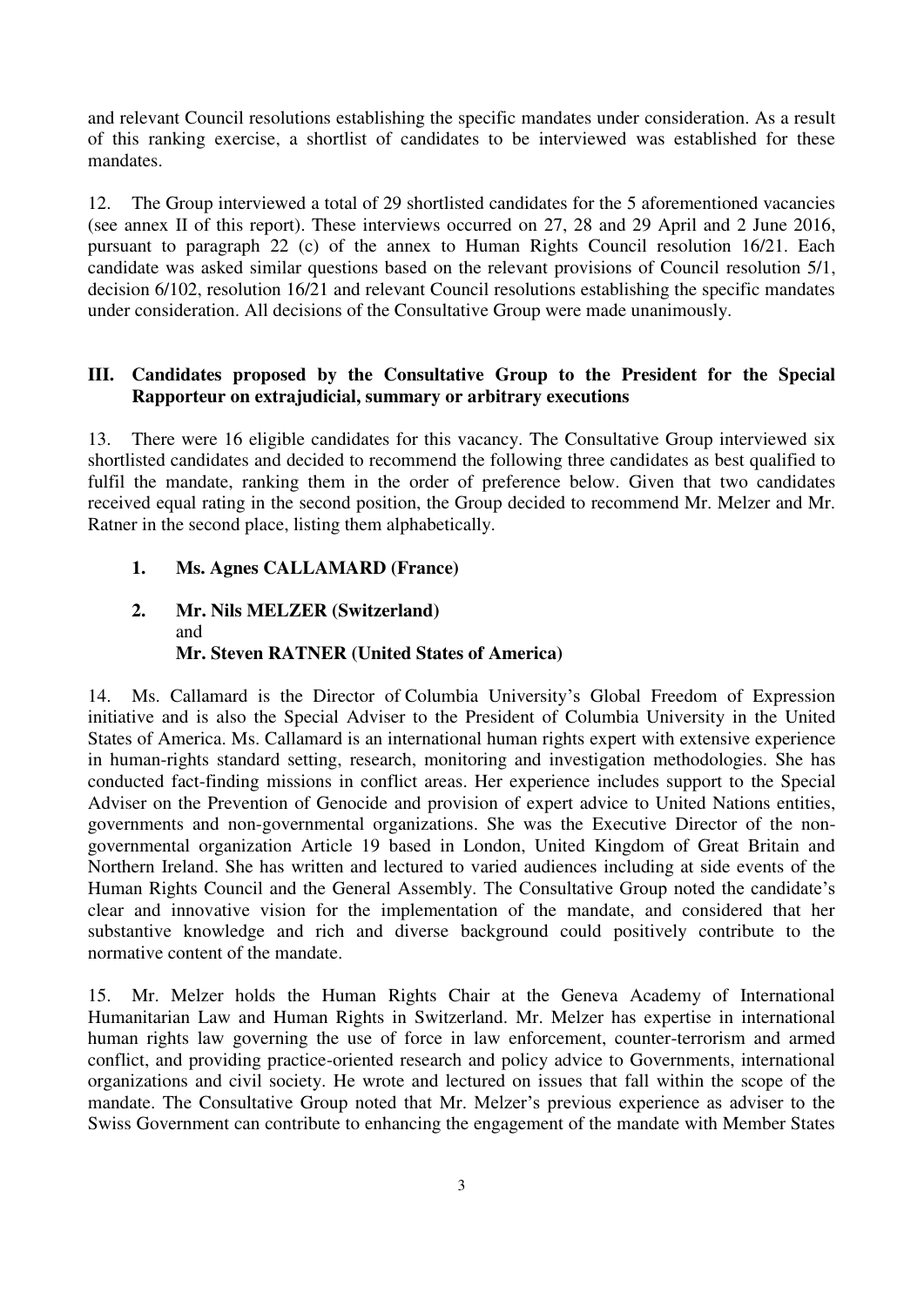and relevant Council resolutions establishing the specific mandates under consideration. As a result of this ranking exercise, a shortlist of candidates to be interviewed was established for these mandates.

12. The Group interviewed a total of 29 shortlisted candidates for the 5 aforementioned vacancies (see annex II of this report). These interviews occurred on 27, 28 and 29 April and 2 June 2016, pursuant to paragraph 22 (c) of the annex to Human Rights Council resolution 16/21. Each candidate was asked similar questions based on the relevant provisions of Council resolution 5/1, decision 6/102, resolution 16/21 and relevant Council resolutions establishing the specific mandates under consideration. All decisions of the Consultative Group were made unanimously.

## III. Candidates proposed by the Consultative Group to the President for the Special Rapporteur on extrajudicial, summary or arbitrary executions

13. There were 16 eligible candidates for this vacancy. The Consultative Group interviewed six shortlisted candidates and decided to recommend the following three candidates as best qualified to fulfil the mandate, ranking them in the order of preference below. Given that two candidates received equal rating in the second position, the Group decided to recommend Mr. Melzer and Mr. Ratner in the second place, listing them alphabetically.

1. **Ms. Agnes CALLAMARD (France)**

2. **Mr. Nils MELZER (Switzerland)**
   and
   **Mr. Steven RATNER (United States of America)**

14. Ms. Callamard is the Director of Columbia University's Global Freedom of Expression initiative and is also the Special Adviser to the President of Columbia University in the United States of America. Ms. Callamard is an international human rights expert with extensive experience in human-rights standard setting, research, monitoring and investigation methodologies. She has conducted fact-finding missions in conflict areas. Her experience includes support to the Special Adviser on the Prevention of Genocide and provision of expert advice to United Nations entities, governments and non-governmental organizations. She was the Executive Director of the non-governmental organization Article 19 based in London, United Kingdom of Great Britain and Northern Ireland. She has written and lectured to varied audiences including at side events of the Human Rights Council and the General Assembly. The Consultative Group noted the candidate's clear and innovative vision for the implementation of the mandate, and considered that her substantive knowledge and rich and diverse background could positively contribute to the normative content of the mandate.

15. Mr. Melzer holds the Human Rights Chair at the Geneva Academy of International Humanitarian Law and Human Rights in Switzerland. Mr. Melzer has expertise in international human rights law governing the use of force in law enforcement, counter-terrorism and armed conflict, and providing practice-oriented research and policy advice to Governments, international organizations and civil society. He wrote and lectured on issues that fall within the scope of the mandate. The Consultative Group noted that Mr. Melzer's previous experience as adviser to the Swiss Government can contribute to enhancing the engagement of the mandate with Member States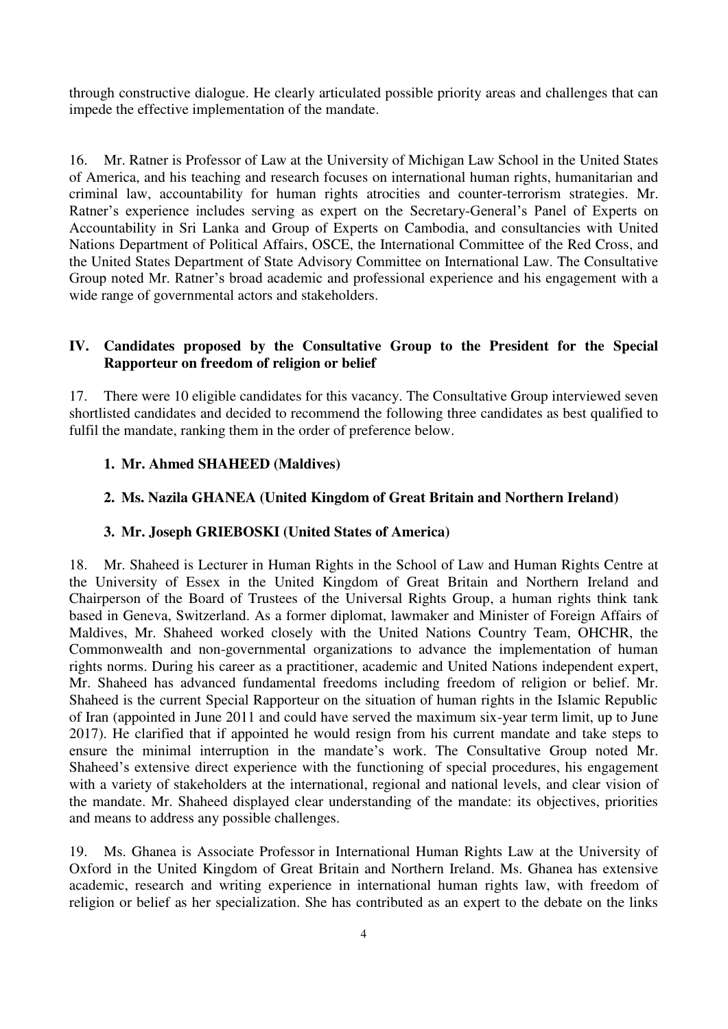through constructive dialogue. He clearly articulated possible priority areas and challenges that can impede the effective implementation of the mandate.

16. Mr. Ratner is Professor of Law at the University of Michigan Law School in the United States of America, and his teaching and research focuses on international human rights, humanitarian and criminal law, accountability for human rights atrocities and counter-terrorism strategies. Mr. Ratner's experience includes serving as expert on the Secretary-General's Panel of Experts on Accountability in Sri Lanka and Group of Experts on Cambodia, and consultancies with United Nations Department of Political Affairs, OSCE, the International Committee of the Red Cross, and the United States Department of State Advisory Committee on International Law. The Consultative Group noted Mr. Ratner's broad academic and professional experience and his engagement with a wide range of governmental actors and stakeholders.

## IV. Candidates proposed by the Consultative Group to the President for the Special Rapporteur on freedom of religion or belief

17. There were 10 eligible candidates for this vacancy. The Consultative Group interviewed seven shortlisted candidates and decided to recommend the following three candidates as best qualified to fulfil the mandate, ranking them in the order of preference below.

1. **Mr. Ahmed SHAHEED (Maldives)**
2. **Ms. Nazila GHANEA (United Kingdom of Great Britain and Northern Ireland)**
3. **Mr. Joseph GRIEBOSKI (United States of America)**

18. Mr. Shaheed is Lecturer in Human Rights in the School of Law and Human Rights Centre at the University of Essex in the United Kingdom of Great Britain and Northern Ireland and Chairperson of the Board of Trustees of the Universal Rights Group, a human rights think tank based in Geneva, Switzerland. As a former diplomat, lawmaker and Minister of Foreign Affairs of Maldives, Mr. Shaheed worked closely with the United Nations Country Team, OHCHR, the Commonwealth and non-governmental organizations to advance the implementation of human rights norms. During his career as a practitioner, academic and United Nations independent expert, Mr. Shaheed has advanced fundamental freedoms including freedom of religion or belief. Mr. Shaheed is the current Special Rapporteur on the situation of human rights in the Islamic Republic of Iran (appointed in June 2011 and could have served the maximum six-year term limit, up to June 2017). He clarified that if appointed he would resign from his current mandate and take steps to ensure the minimal interruption in the mandate's work. The Consultative Group noted Mr. Shaheed's extensive direct experience with the functioning of special procedures, his engagement with a variety of stakeholders at the international, regional and national levels, and clear vision of the mandate. Mr. Shaheed displayed clear understanding of the mandate: its objectives, priorities and means to address any possible challenges.

19. Ms. Ghanea is Associate Professor in International Human Rights Law at the University of Oxford in the United Kingdom of Great Britain and Northern Ireland. Ms. Ghanea has extensive academic, research and writing experience in international human rights law, with freedom of religion or belief as her specialization. She has contributed as an expert to the debate on the links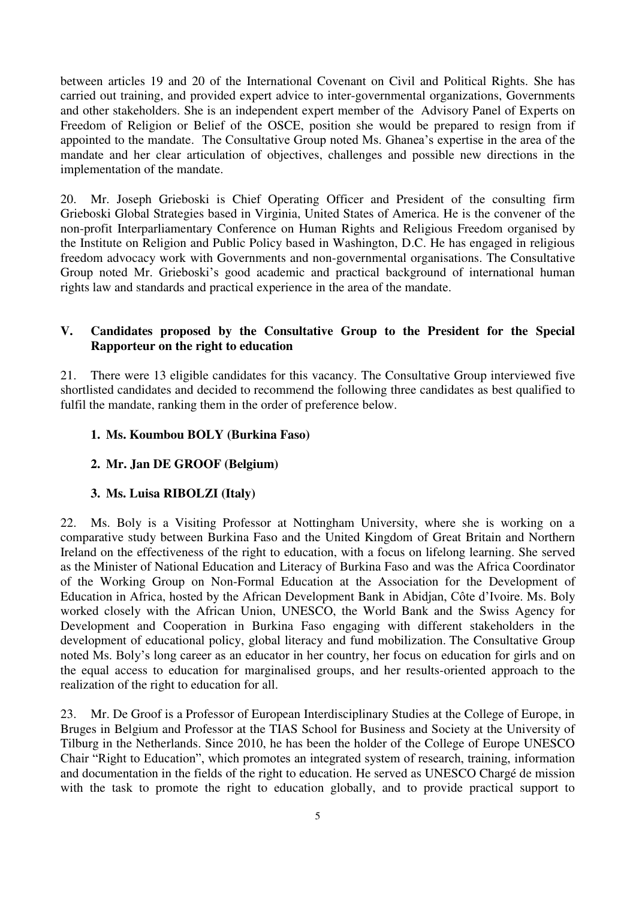between articles 19 and 20 of the International Covenant on Civil and Political Rights. She has carried out training, and provided expert advice to inter-governmental organizations, Governments and other stakeholders. She is an independent expert member of the Advisory Panel of Experts on Freedom of Religion or Belief of the OSCE, position she would be prepared to resign from if appointed to the mandate. The Consultative Group noted Ms. Ghanea's expertise in the area of the mandate and her clear articulation of objectives, challenges and possible new directions in the implementation of the mandate.

20. Mr. Joseph Grieboski is Chief Operating Officer and President of the consulting firm Grieboski Global Strategies based in Virginia, United States of America. He is the convener of the non-profit Interparliamentary Conference on Human Rights and Religious Freedom organised by the Institute on Religion and Public Policy based in Washington, D.C. He has engaged in religious freedom advocacy work with Governments and non-governmental organisations. The Consultative Group noted Mr. Grieboski's good academic and practical background of international human rights law and standards and practical experience in the area of the mandate.

## V. Candidates proposed by the Consultative Group to the President for the Special Rapporteur on the right to education

21. There were 13 eligible candidates for this vacancy. The Consultative Group interviewed five shortlisted candidates and decided to recommend the following three candidates as best qualified to fulfil the mandate, ranking them in the order of preference below.

1. **Ms. Koumbou BOLY (Burkina Faso)**
2. **Mr. Jan DE GROOF (Belgium)**
3. **Ms. Luisa RIBOLZI (Italy)**

22. Ms. Boly is a Visiting Professor at Nottingham University, where she is working on a comparative study between Burkina Faso and the United Kingdom of Great Britain and Northern Ireland on the effectiveness of the right to education, with a focus on lifelong learning. She served as the Minister of National Education and Literacy of Burkina Faso and was the Africa Coordinator of the Working Group on Non-Formal Education at the Association for the Development of Education in Africa, hosted by the African Development Bank in Abidjan, Côte d'Ivoire. Ms. Boly worked closely with the African Union, UNESCO, the World Bank and the Swiss Agency for Development and Cooperation in Burkina Faso engaging with different stakeholders in the development of educational policy, global literacy and fund mobilization. The Consultative Group noted Ms. Boly's long career as an educator in her country, her focus on education for girls and on the equal access to education for marginalised groups, and her results-oriented approach to the realization of the right to education for all.

23. Mr. De Groof is a Professor of European Interdisciplinary Studies at the College of Europe, in Bruges in Belgium and Professor at the TIAS School for Business and Society at the University of Tilburg in the Netherlands. Since 2010, he has been the holder of the College of Europe UNESCO Chair "Right to Education", which promotes an integrated system of research, training, information and documentation in the fields of the right to education. He served as UNESCO Chargé de mission with the task to promote the right to education globally, and to provide practical support to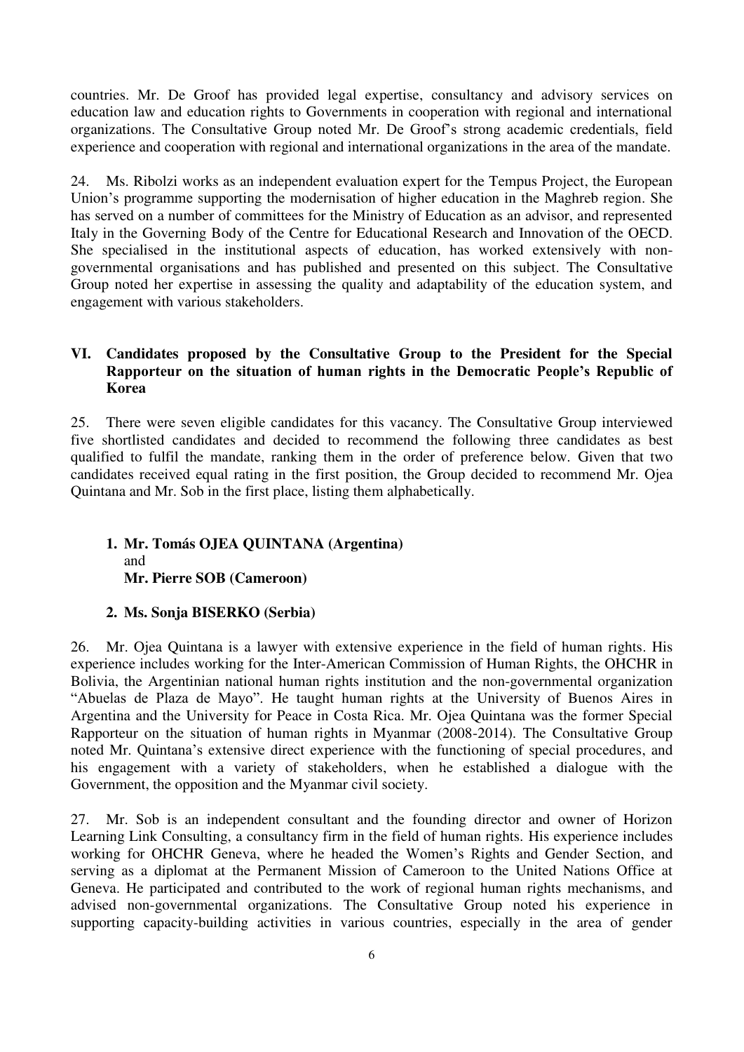countries. Mr. De Groof has provided legal expertise, consultancy and advisory services on education law and education rights to Governments in cooperation with regional and international organizations. The Consultative Group noted Mr. De Groof's strong academic credentials, field experience and cooperation with regional and international organizations in the area of the mandate.

24. Ms. Ribolzi works as an independent evaluation expert for the Tempus Project, the European Union's programme supporting the modernisation of higher education in the Maghreb region. She has served on a number of committees for the Ministry of Education as an advisor, and represented Italy in the Governing Body of the Centre for Educational Research and Innovation of the OECD. She specialised in the institutional aspects of education, has worked extensively with non-governmental organisations and has published and presented on this subject. The Consultative Group noted her expertise in assessing the quality and adaptability of the education system, and engagement with various stakeholders.

## VI. Candidates proposed by the Consultative Group to the President for the Special Rapporteur on the situation of human rights in the Democratic People's Republic of Korea

25. There were seven eligible candidates for this vacancy. The Consultative Group interviewed five shortlisted candidates and decided to recommend the following three candidates as best qualified to fulfil the mandate, ranking them in the order of preference below. Given that two candidates received equal rating in the first position, the Group decided to recommend Mr. Ojea Quintana and Mr. Sob in the first place, listing them alphabetically.

1. **Mr. Tomás OJEA QUINTANA (Argentina)**
   and
   **Mr. Pierre SOB (Cameroon)**

2. **Ms. Sonja BISERKO (Serbia)**

26. Mr. Ojea Quintana is a lawyer with extensive experience in the field of human rights. His experience includes working for the Inter-American Commission of Human Rights, the OHCHR in Bolivia, the Argentinian national human rights institution and the non-governmental organization "Abuelas de Plaza de Mayo". He taught human rights at the University of Buenos Aires in Argentina and the University for Peace in Costa Rica. Mr. Ojea Quintana was the former Special Rapporteur on the situation of human rights in Myanmar (2008-2014). The Consultative Group noted Mr. Quintana's extensive direct experience with the functioning of special procedures, and his engagement with a variety of stakeholders, when he established a dialogue with the Government, the opposition and the Myanmar civil society.

27. Mr. Sob is an independent consultant and the founding director and owner of Horizon Learning Link Consulting, a consultancy firm in the field of human rights. His experience includes working for OHCHR Geneva, where he headed the Women's Rights and Gender Section, and serving as a diplomat at the Permanent Mission of Cameroon to the United Nations Office at Geneva. He participated and contributed to the work of regional human rights mechanisms, and advised non-governmental organizations. The Consultative Group noted his experience in supporting capacity-building activities in various countries, especially in the area of gender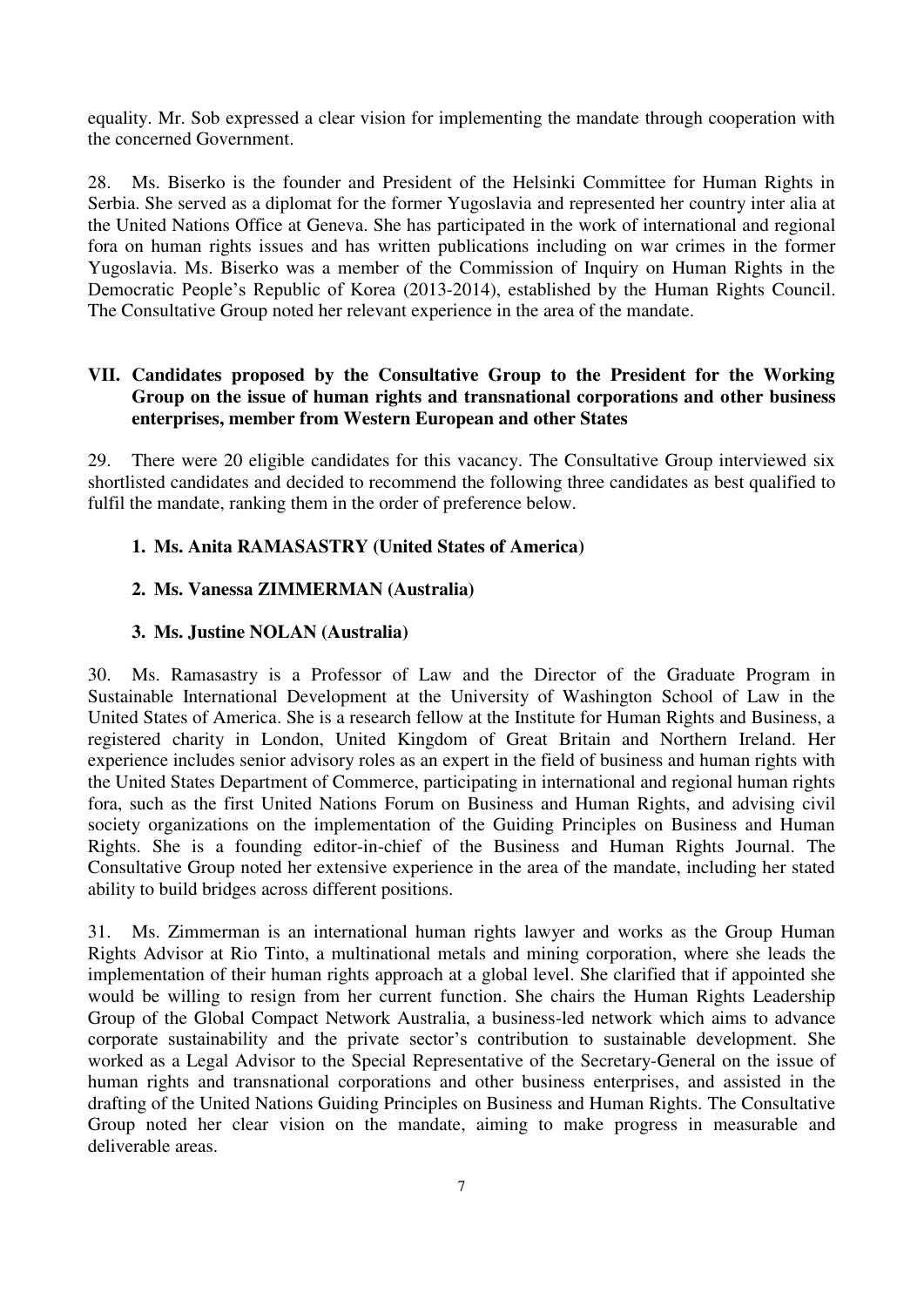equality. Mr. Sob expressed a clear vision for implementing the mandate through cooperation with the concerned Government.

28. Ms. Biserko is the founder and President of the Helsinki Committee for Human Rights in Serbia. She served as a diplomat for the former Yugoslavia and represented her country inter alia at the United Nations Office at Geneva. She has participated in the work of international and regional fora on human rights issues and has written publications including on war crimes in the former Yugoslavia. Ms. Biserko was a member of the Commission of Inquiry on Human Rights in the Democratic People's Republic of Korea (2013-2014), established by the Human Rights Council. The Consultative Group noted her relevant experience in the area of the mandate.

## VII. Candidates proposed by the Consultative Group to the President for the Working Group on the issue of human rights and transnational corporations and other business enterprises, member from Western European and other States

29. There were 20 eligible candidates for this vacancy. The Consultative Group interviewed six shortlisted candidates and decided to recommend the following three candidates as best qualified to fulfil the mandate, ranking them in the order of preference below.

1. **Ms. Anita RAMASASTRY (United States of America)**

2. **Ms. Vanessa ZIMMERMAN (Australia)**

3. **Ms. Justine NOLAN (Australia)**

30. Ms. Ramasastry is a Professor of Law and the Director of the Graduate Program in Sustainable International Development at the University of Washington School of Law in the United States of America. She is a research fellow at the Institute for Human Rights and Business, a registered charity in London, United Kingdom of Great Britain and Northern Ireland. Her experience includes senior advisory roles as an expert in the field of business and human rights with the United States Department of Commerce, participating in international and regional human rights fora, such as the first United Nations Forum on Business and Human Rights, and advising civil society organizations on the implementation of the Guiding Principles on Business and Human Rights. She is a founding editor-in-chief of the Business and Human Rights Journal. The Consultative Group noted her extensive experience in the area of the mandate, including her stated ability to build bridges across different positions.

31. Ms. Zimmerman is an international human rights lawyer and works as the Group Human Rights Advisor at Rio Tinto, a multinational metals and mining corporation, where she leads the implementation of their human rights approach at a global level. She clarified that if appointed she would be willing to resign from her current function. She chairs the Human Rights Leadership Group of the Global Compact Network Australia, a business-led network which aims to advance corporate sustainability and the private sector's contribution to sustainable development. She worked as a Legal Advisor to the Special Representative of the Secretary-General on the issue of human rights and transnational corporations and other business enterprises, and assisted in the drafting of the United Nations Guiding Principles on Business and Human Rights. The Consultative Group noted her clear vision on the mandate, aiming to make progress in measurable and deliverable areas.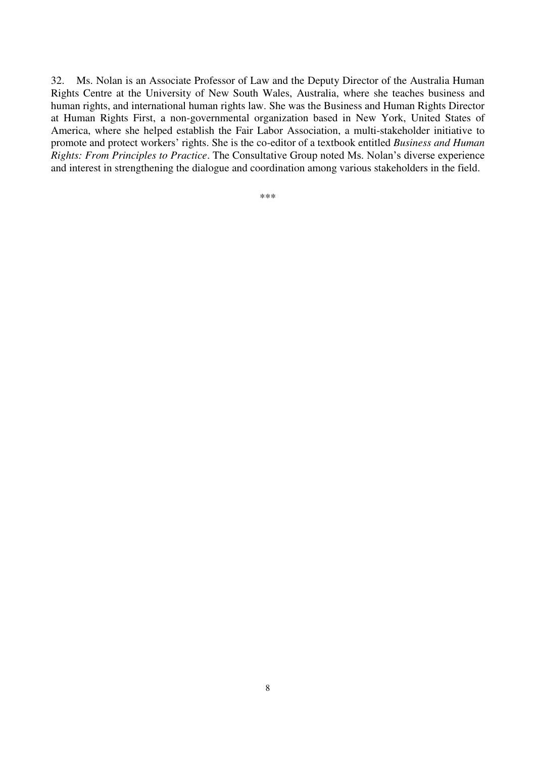32. Ms. Nolan is an Associate Professor of Law and the Deputy Director of the Australia Human Rights Centre at the University of New South Wales, Australia, where she teaches business and human rights, and international human rights law. She was the Business and Human Rights Director at Human Rights First, a non-governmental organization based in New York, United States of America, where she helped establish the Fair Labor Association, a multi-stakeholder initiative to promote and protect workers' rights. She is the co-editor of a textbook entitled *Business and Human Rights: From Principles to Practice*. The Consultative Group noted Ms. Nolan's diverse experience and interest in strengthening the dialogue and coordination among various stakeholders in the field.

***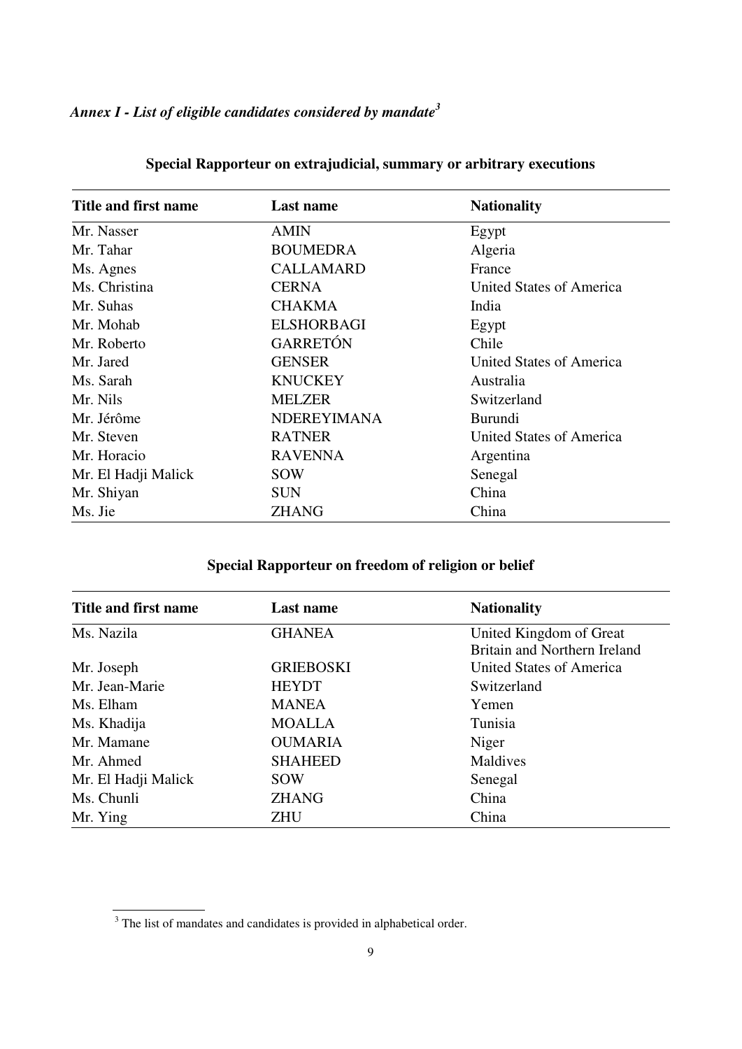## *Annex I - List of eligible candidates considered by mandate*[3]

### Special Rapporteur on extrajudicial, summary or arbitrary executions

| Title and first name | Last name | Nationality |
|---|---|---|
| Mr. Nasser | AMIN | Egypt |
| Mr. Tahar | BOUMEDRA | Algeria |
| Ms. Agnes | CALLAMARD | France |
| Ms. Christina | CERNA | United States of America |
| Mr. Suhas | CHAKMA | India |
| Mr. Mohab | ELSHORBAGI | Egypt |
| Mr. Roberto | GARRETÓN | Chile |
| Mr. Jared | GENSER | United States of America |
| Ms. Sarah | KNUCKEY | Australia |
| Mr. Nils | MELZER | Switzerland |
| Mr. Jérôme | NDEREYIMANA | Burundi |
| Mr. Steven | RATNER | United States of America |
| Mr. Horacio | RAVENNA | Argentina |
| Mr. El Hadji Malick | SOW | Senegal |
| Mr. Shiyan | SUN | China |
| Ms. Jie | ZHANG | China |

### Special Rapporteur on freedom of religion or belief

| Title and first name | Last name | Nationality |
|---|---|---|
| Ms. Nazila | GHANEA | United Kingdom of Great Britain and Northern Ireland |
| Mr. Joseph | GRIEBOSKI | United States of America |
| Mr. Jean-Marie | HEYDT | Switzerland |
| Ms. Elham | MANEA | Yemen |
| Ms. Khadija | MOALLA | Tunisia |
| Mr. Mamane | OUMARIA | Niger |
| Mr. Ahmed | SHAHEED | Maldives |
| Mr. El Hadji Malick | SOW | Senegal |
| Ms. Chunli | ZHANG | China |
| Mr. Ying | ZHU | China |

[3] The list of mandates and candidates is provided in alphabetical order.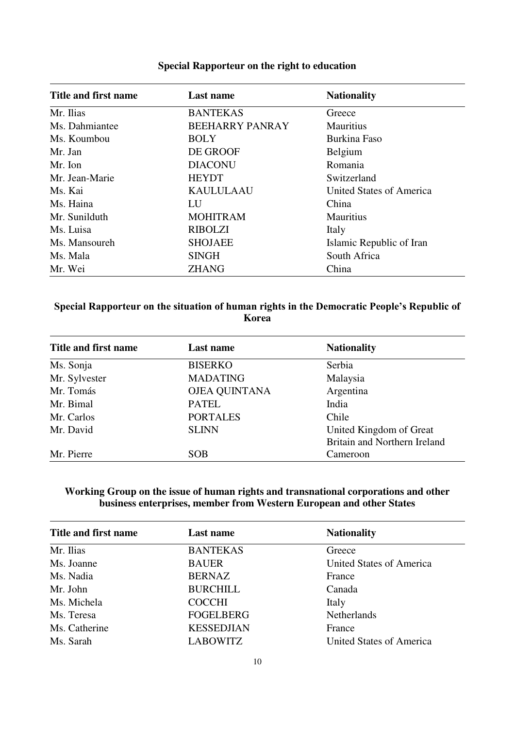**Special Rapporteur on the right to education**

| Title and first name | Last name | Nationality |
|---|---|---|
| Mr. Ilias | BANTEKAS | Greece |
| Ms. Dahmiantee | BEEHARRY PANRAY | Mauritius |
| Ms. Koumbou | BOLY | Burkina Faso |
| Mr. Jan | DE GROOF | Belgium |
| Mr. Ion | DIACONU | Romania |
| Mr. Jean-Marie | HEYDT | Switzerland |
| Ms. Kai | KAULULAAU | United States of America |
| Ms. Haina | LU | China |
| Mr. Sunilduth | MOHITRAM | Mauritius |
| Ms. Luisa | RIBOLZI | Italy |
| Ms. Mansoureh | SHOJAEE | Islamic Republic of Iran |
| Ms. Mala | SINGH | South Africa |
| Mr. Wei | ZHANG | China |

**Special Rapporteur on the situation of human rights in the Democratic People's Republic of Korea**

| Title and first name | Last name | Nationality |
|---|---|---|
| Ms. Sonja | BISERKO | Serbia |
| Mr. Sylvester | MADATING | Malaysia |
| Mr. Tomás | OJEA QUINTANA | Argentina |
| Mr. Bimal | PATEL | India |
| Mr. Carlos | PORTALES | Chile |
| Mr. David | SLINN | United Kingdom of Great Britain and Northern Ireland |
| Mr. Pierre | SOB | Cameroon |

**Working Group on the issue of human rights and transnational corporations and other business enterprises, member from Western European and other States**

| Title and first name | Last name | Nationality |
|---|---|---|
| Mr. Ilias | BANTEKAS | Greece |
| Ms. Joanne | BAUER | United States of America |
| Ms. Nadia | BERNAZ | France |
| Mr. John | BURCHILL | Canada |
| Ms. Michela | COCCHI | Italy |
| Ms. Teresa | FOGELBERG | Netherlands |
| Ms. Catherine | KESSEDJIAN | France |
| Ms. Sarah | LABOWITZ | United States of America |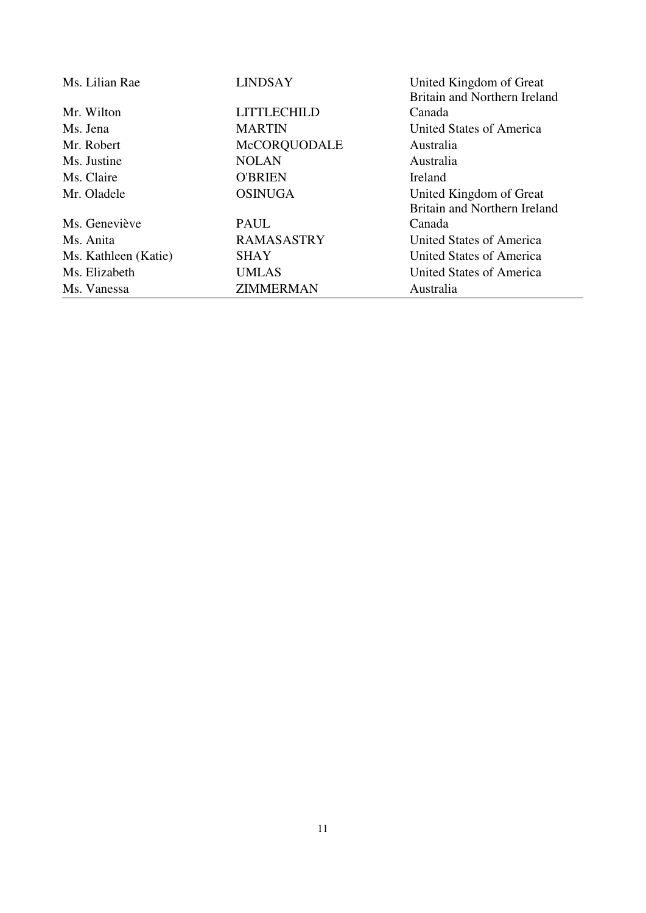| | | |
|---|---|---|
| Ms. Lilian Rae | LINDSAY | United Kingdom of Great Britain and Northern Ireland |
| Mr. Wilton | LITTLECHILD | Canada |
| Ms. Jena | MARTIN | United States of America |
| Mr. Robert | McCORQUODALE | Australia |
| Ms. Justine | NOLAN | Australia |
| Ms. Claire | O'BRIEN | Ireland |
| Mr. Oladele | OSINUGA | United Kingdom of Great Britain and Northern Ireland |
| Ms. Geneviève | PAUL | Canada |
| Ms. Anita | RAMASASTRY | United States of America |
| Ms. Kathleen (Katie) | SHAY | United States of America |
| Ms. Elizabeth | UMLAS | United States of America |
| Ms. Vanessa | ZIMMERMAN | Australia |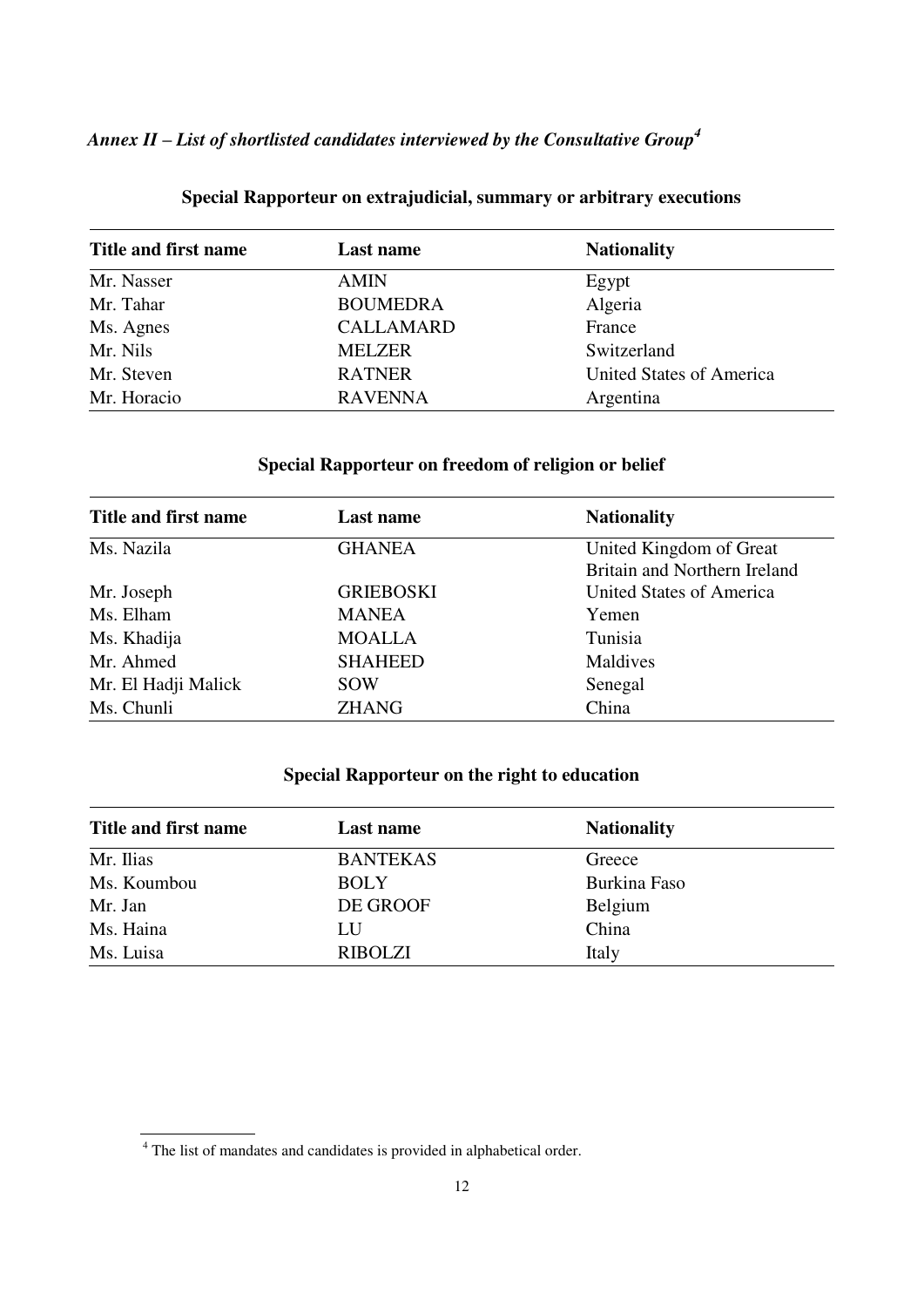*Annex II – List of shortlisted candidates interviewed by the Consultative Group[4]*

**Special Rapporteur on extrajudicial, summary or arbitrary executions**

| Title and first name | Last name | Nationality |
|---|---|---|
| Mr. Nasser | AMIN | Egypt |
| Mr. Tahar | BOUMEDRA | Algeria |
| Ms. Agnes | CALLAMARD | France |
| Mr. Nils | MELZER | Switzerland |
| Mr. Steven | RATNER | United States of America |
| Mr. Horacio | RAVENNA | Argentina |

**Special Rapporteur on freedom of religion or belief**

| Title and first name | Last name | Nationality |
|---|---|---|
| Ms. Nazila | GHANEA | United Kingdom of Great Britain and Northern Ireland |
| Mr. Joseph | GRIEBOSKI | United States of America |
| Ms. Elham | MANEA | Yemen |
| Ms. Khadija | MOALLA | Tunisia |
| Mr. Ahmed | SHAHEED | Maldives |
| Mr. El Hadji Malick | SOW | Senegal |
| Ms. Chunli | ZHANG | China |

**Special Rapporteur on the right to education**

| Title and first name | Last name | Nationality |
|---|---|---|
| Mr. Ilias | BANTEKAS | Greece |
| Ms. Koumbou | BOLY | Burkina Faso |
| Mr. Jan | DE GROOF | Belgium |
| Ms. Haina | LU | China |
| Ms. Luisa | RIBOLZI | Italy |

[4] The list of mandates and candidates is provided in alphabetical order.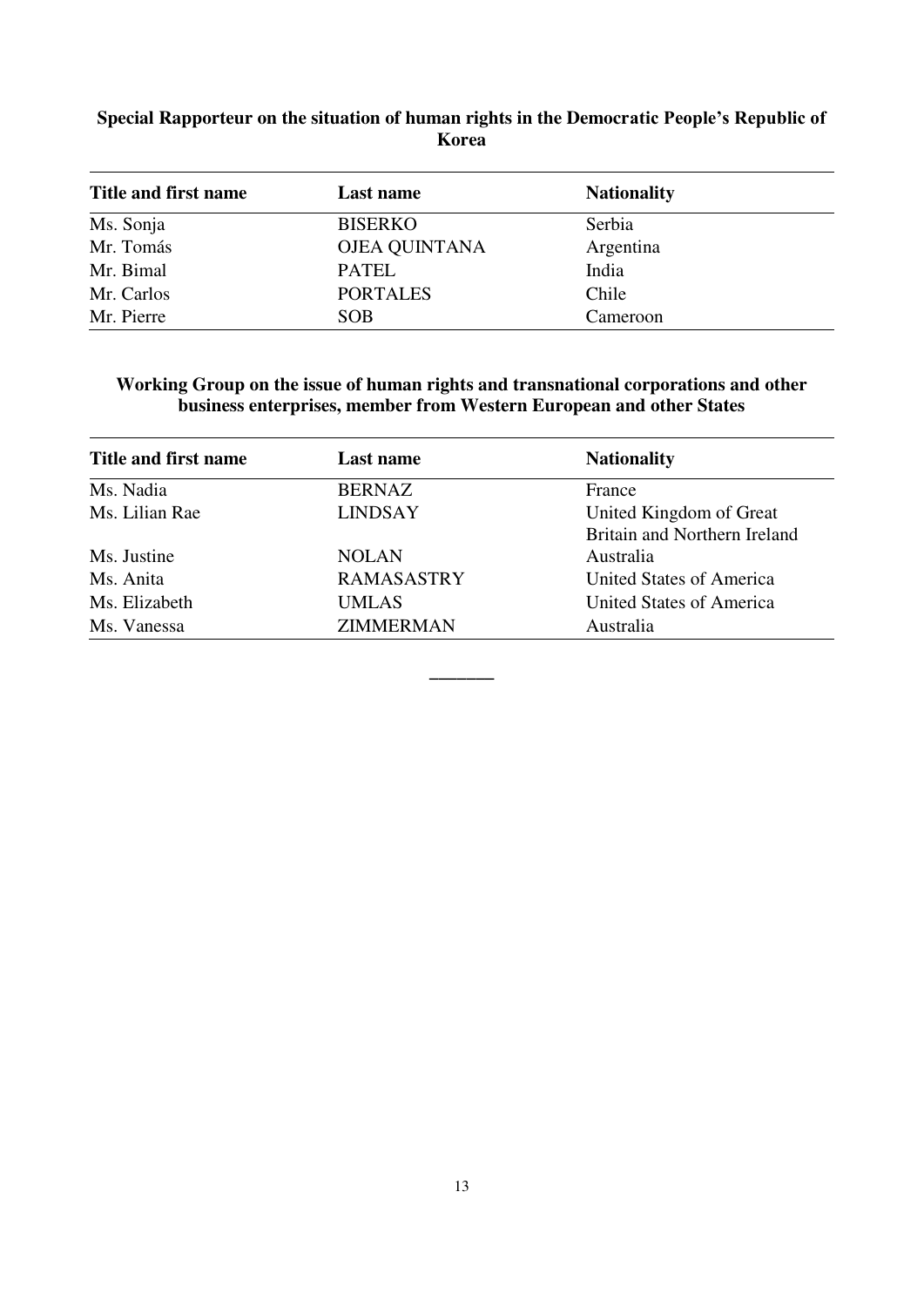**Special Rapporteur on the situation of human rights in the Democratic People's Republic of Korea**

| Title and first name | Last name | Nationality |
|---|---|---|
| Ms. Sonja | BISERKO | Serbia |
| Mr. Tomás | OJEA QUINTANA | Argentina |
| Mr. Bimal | PATEL | India |
| Mr. Carlos | PORTALES | Chile |
| Mr. Pierre | SOB | Cameroon |

**Working Group on the issue of human rights and transnational corporations and other business enterprises, member from Western European and other States**

| Title and first name | Last name | Nationality |
|---|---|---|
| Ms. Nadia | BERNAZ | France |
| Ms. Lilian Rae | LINDSAY | United Kingdom of Great Britain and Northern Ireland |
| Ms. Justine | NOLAN | Australia |
| Ms. Anita | RAMASASTRY | United States of America |
| Ms. Elizabeth | UMLAS | United States of America |
| Ms. Vanessa | ZIMMERMAN | Australia |

———